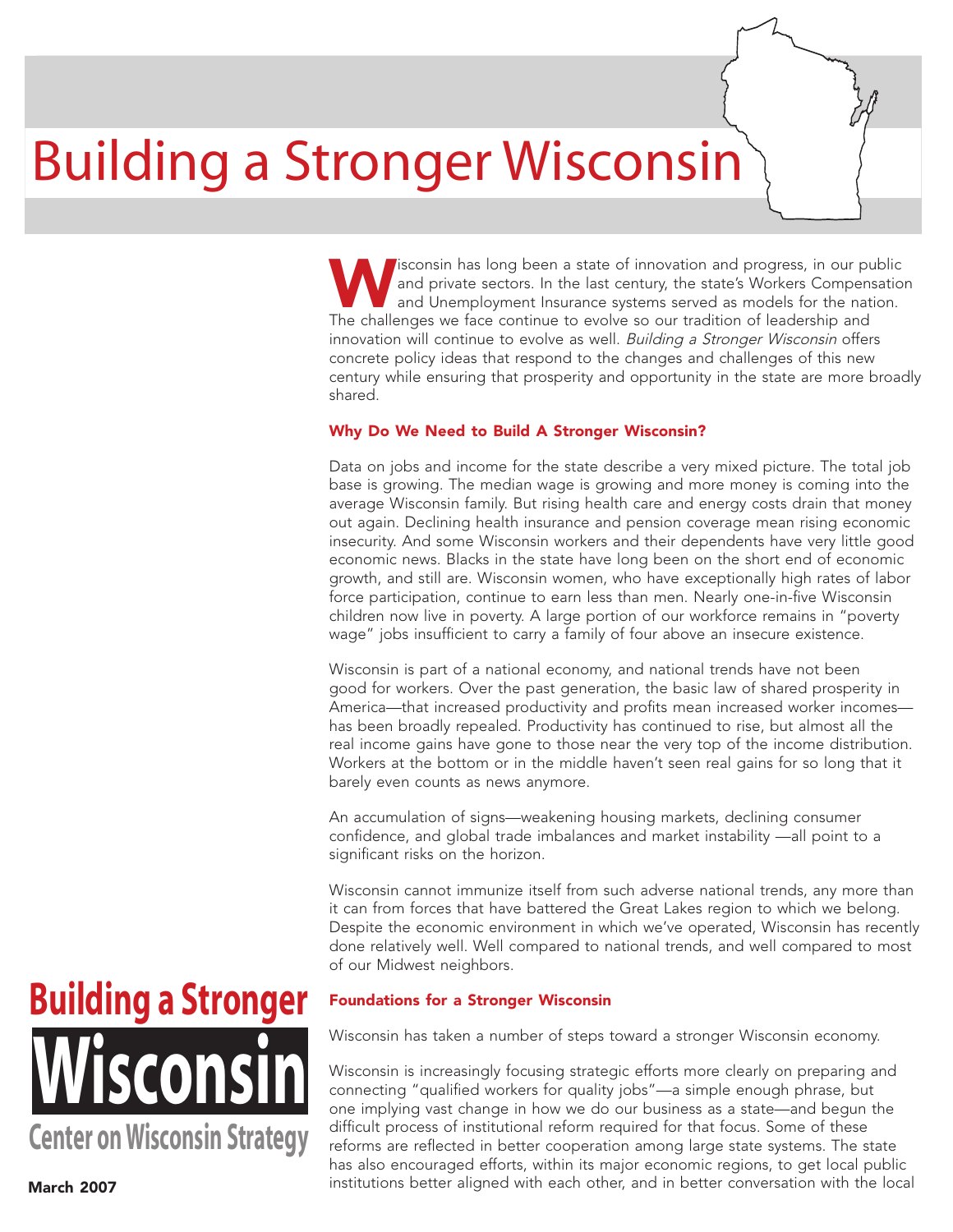# Building a Stronger Wisconsin

Wisconsin has long been a state of innovation and progress, in our public and private sectors. In the last century, the state's Workers Compensation and Unemployment Insurance systems served as models for the nation. The challenges we face continue to evolve so our tradition of leadership and innovation will continue to evolve as well. *Building a Stronger Wisconsin* offers concrete policy ideas that respond to the changes and challenges of this new century while ensuring that prosperity and opportunity in the state are more broadly shared.

### Why Do We Need to Build A Stronger Wisconsin?

Data on jobs and income for the state describe a very mixed picture. The total job base is growing. The median wage is growing and more money is coming into the average Wisconsin family. But rising health care and energy costs drain that money out again. Declining health insurance and pension coverage mean rising economic insecurity. And some Wisconsin workers and their dependents have very little good economic news. Blacks in the state have long been on the short end of economic growth, and still are. Wisconsin women, who have exceptionally high rates of labor force participation, continue to earn less than men. Nearly one-in-five Wisconsin children now live in poverty. A large portion of our workforce remains in "poverty wage" jobs insufficient to carry a family of four above an insecure existence.

Wisconsin is part of a national economy, and national trends have not been good for workers. Over the past generation, the basic law of shared prosperity in America—that increased productivity and profits mean increased worker incomes—has been broadly repealed. Productivity has continued to rise, but almost all the real income gains have gone to those near the very top of the income distribution. Workers at the bottom or in the middle haven't seen real gains for so long that it barely even counts as news anymore.

An accumulation of signs—weakening housing markets, declining consumer confidence, and global trade imbalances and market instability —all point to a significant risks on the horizon.

Wisconsin cannot immunize itself from such adverse national trends, any more than it can from forces that have battered the Great Lakes region to which we belong. Despite the economic environment in which we've operated, Wisconsin has recently done relatively well. Well compared to national trends, and well compared to most of our Midwest neighbors.

### Foundations for a Stronger Wisconsin

Wisconsin has taken a number of steps toward a stronger Wisconsin economy.

Wisconsin is increasingly focusing strategic efforts more clearly on preparing and connecting "qualified workers for quality jobs"—a simple enough phrase, but one implying vast change in how we do our business as a state—and begun the difficult process of institutional reform required for that focus. Some of these reforms are reflected in better cooperation among large state systems. The state has also encouraged efforts, within its major economic regions, to get local public institutions better aligned with each other, and in better conversation with the local

**Building a Stronger Wisconsin**

**Center on Wisconsin Strategy**

**March 2007**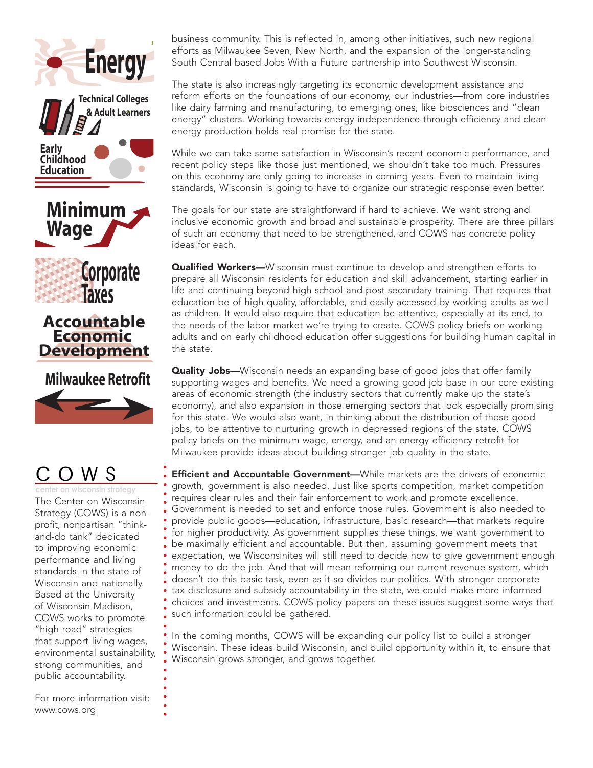Energy

Technical Colleges & Adult Learners

Early Childhood Education

Minimum Wage

Corporate Taxes

Accountable Economic Development

Milwaukee Retrofit

# COWS

center on wisconsin strategy

The Center on Wisconsin Strategy (COWS) is a non-profit, nonpartisan "think-and-do tank" dedicated to improving economic performance and living standards in the state of Wisconsin and nationally. Based at the University of Wisconsin-Madison, COWS works to promote "high road" strategies that support living wages, environmental sustainability, strong communities, and public accountability.

For more information visit: www.cows.org

business community. This is reflected in, among other initiatives, such new regional efforts as Milwaukee Seven, New North, and the expansion of the longer-standing South Central-based Jobs With a Future partnership into Southwest Wisconsin.

The state is also increasingly targeting its economic development assistance and reform efforts on the foundations of our economy, our industries—from core industries like dairy farming and manufacturing, to emerging ones, like biosciences and "clean energy" clusters. Working towards energy independence through efficiency and clean energy production holds real promise for the state.

While we can take some satisfaction in Wisconsin's recent economic performance, and recent policy steps like those just mentioned, we shouldn't take too much. Pressures on this economy are only going to increase in coming years. Even to maintain living standards, Wisconsin is going to have to organize our strategic response even better.

The goals for our state are straightforward if hard to achieve. We want strong and inclusive economic growth and broad and sustainable prosperity. There are three pillars of such an economy that need to be strengthened, and COWS has concrete policy ideas for each.

**Qualified Workers—**Wisconsin must continue to develop and strengthen efforts to prepare all Wisconsin residents for education and skill advancement, starting earlier in life and continuing beyond high school and post-secondary training. That requires that education be of high quality, affordable, and easily accessed by working adults as well as children. It would also require that education be attentive, especially at its end, to the needs of the labor market we're trying to create. COWS policy briefs on working adults and on early childhood education offer suggestions for building human capital in the state.

**Quality Jobs—**Wisconsin needs an expanding base of good jobs that offer family supporting wages and benefits. We need a growing good job base in our core existing areas of economic strength (the industry sectors that currently make up the state's economy), and also expansion in those emerging sectors that look especially promising for this state. We would also want, in thinking about the distribution of those good jobs, to be attentive to nurturing growth in depressed regions of the state. COWS policy briefs on the minimum wage, energy, and an energy efficiency retrofit for Milwaukee provide ideas about building stronger job quality in the state.

**Efficient and Accountable Government—**While markets are the drivers of economic growth, government is also needed. Just like sports competition, market competition requires clear rules and their fair enforcement to work and promote excellence. Government is needed to set and enforce those rules. Government is also needed to provide public goods—education, infrastructure, basic research—that markets require for higher productivity. As government supplies these things, we want government to be maximally efficient and accountable. But then, assuming government meets that expectation, we Wisconsinites will still need to decide how to give government enough money to do the job. And that will mean reforming our current revenue system, which doesn't do this basic task, even as it so divides our politics. With stronger corporate tax disclosure and subsidy accountability in the state, we could make more informed choices and investments. COWS policy papers on these issues suggest some ways that such information could be gathered.

In the coming months, COWS will be expanding our policy list to build a stronger Wisconsin. These ideas build Wisconsin, and build opportunity within it, to ensure that Wisconsin grows stronger, and grows together.